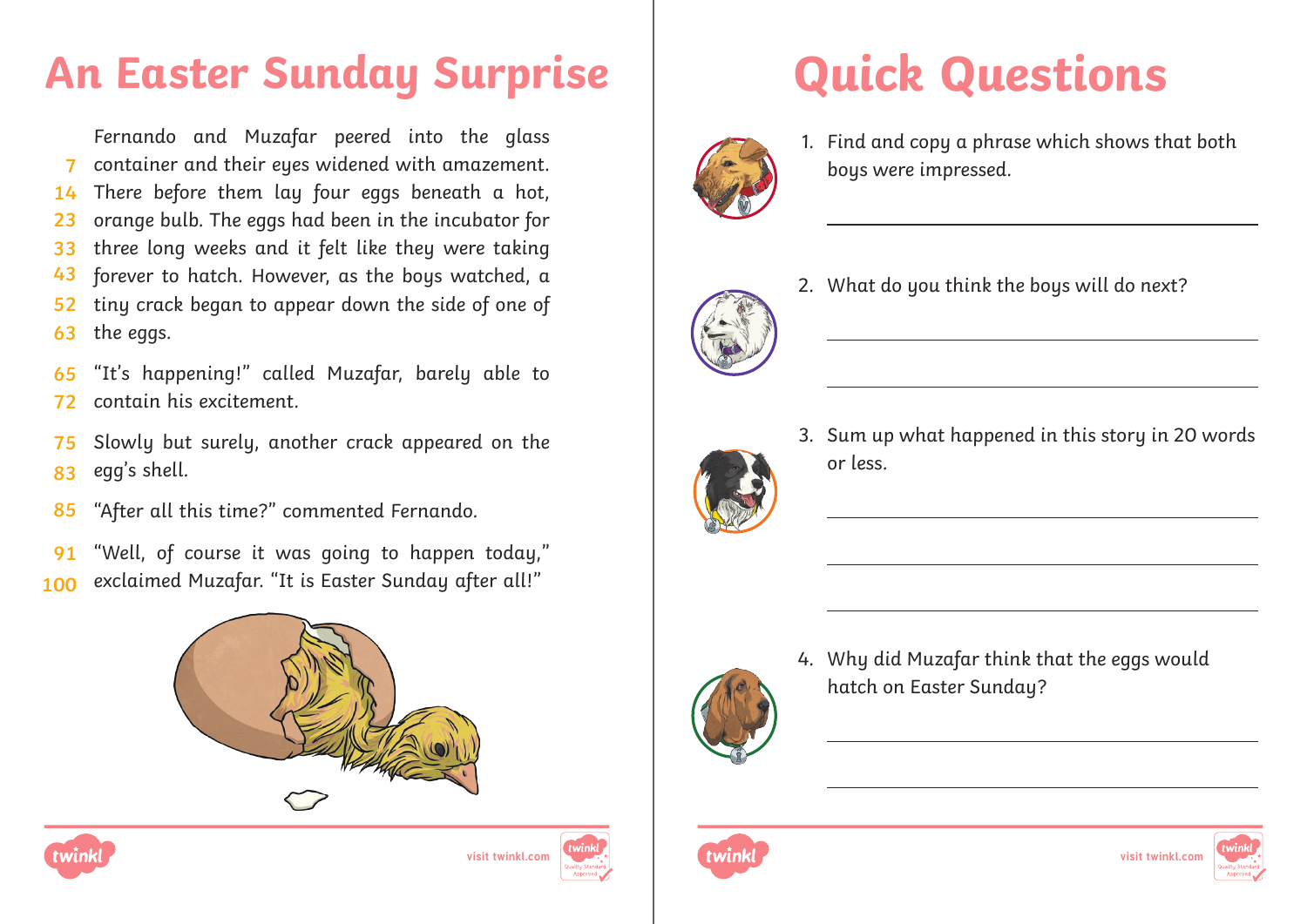# An Easter Sunday Surprise

Fernando and Muzafar peered into the glass
7 container and their eyes widened with amazement.
14 There before them lay four eggs beneath a hot,
23 orange bulb. The eggs had been in the incubator for
33 three long weeks and it felt like they were taking
43 forever to hatch. However, as the boys watched, a
52 tiny crack began to appear down the side of one of
63 the eggs.

65 "It's happening!" called Muzafar, barely able to
72 contain his excitement.

75 Slowly but surely, another crack appeared on the
83 egg's shell.

85 "After all this time?" commented Fernando.

91 "Well, of course it was going to happen today,"
100 exclaimed Muzafar. "It is Easter Sunday after all!"

# Quick Questions

1. Find and copy a phrase which shows that both boys were impressed.

_______________________________________________

2. What do you think the boys will do next?

_______________________________________________

_______________________________________________

3. Sum up what happened in this story in 20 words or less.

_______________________________________________

_______________________________________________

_______________________________________________

4. Why did Muzafar think that the eggs would hatch on Easter Sunday?

_______________________________________________

_______________________________________________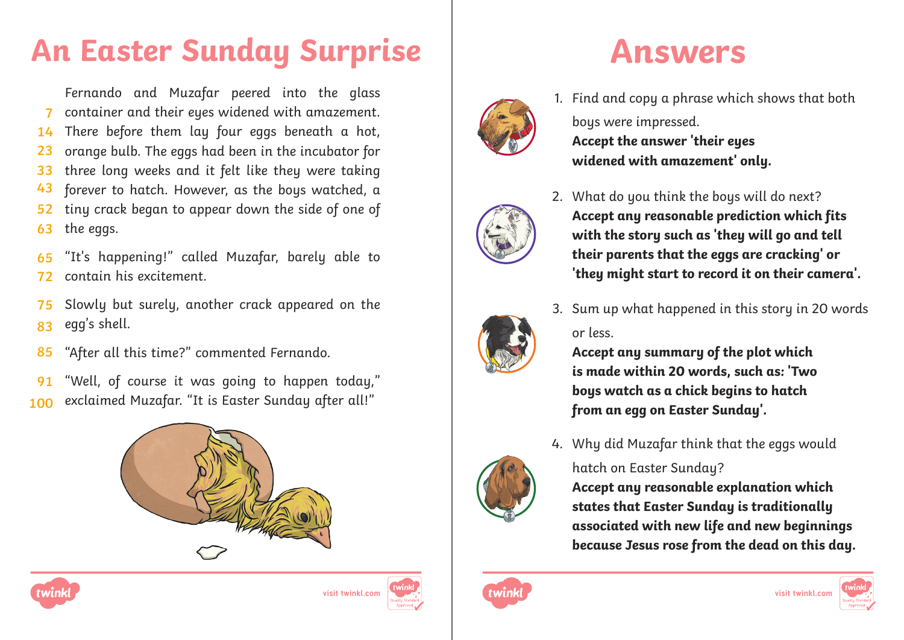# An Easter Sunday Surprise

Fernando and Muzafar peered into the glass
7 container and their eyes widened with amazement.
14 There before them lay four eggs beneath a hot,
23 orange bulb. The eggs had been in the incubator for
33 three long weeks and it felt like they were taking
43 forever to hatch. However, as the boys watched, a
52 tiny crack began to appear down the side of one of
63 the eggs.

65 "It's happening!" called Muzafar, barely able to
72 contain his excitement.

75 Slowly but surely, another crack appeared on the
83 egg's shell.

85 "After all this time?" commented Fernando.

91 "Well, of course it was going to happen today,"
100 exclaimed Muzafar. "It is Easter Sunday after all!"

# Answers

1. Find and copy a phrase which shows that both boys were impressed.
   **Accept the answer 'their eyes widened with amazement' only.**

2. What do you think the boys will do next?
   **Accept any reasonable prediction which fits with the story such as 'they will go and tell their parents that the eggs are cracking' or 'they might start to record it on their camera'.**

3. Sum up what happened in this story in 20 words or less.
   **Accept any summary of the plot which is made within 20 words, such as: 'Two boys watch as a chick begins to hatch from an egg on Easter Sunday'.**

4. Why did Muzafar think that the eggs would hatch on Easter Sunday?
   **Accept any reasonable explanation which states that Easter Sunday is traditionally associated with new life and new beginnings because Jesus rose from the dead on this day.**